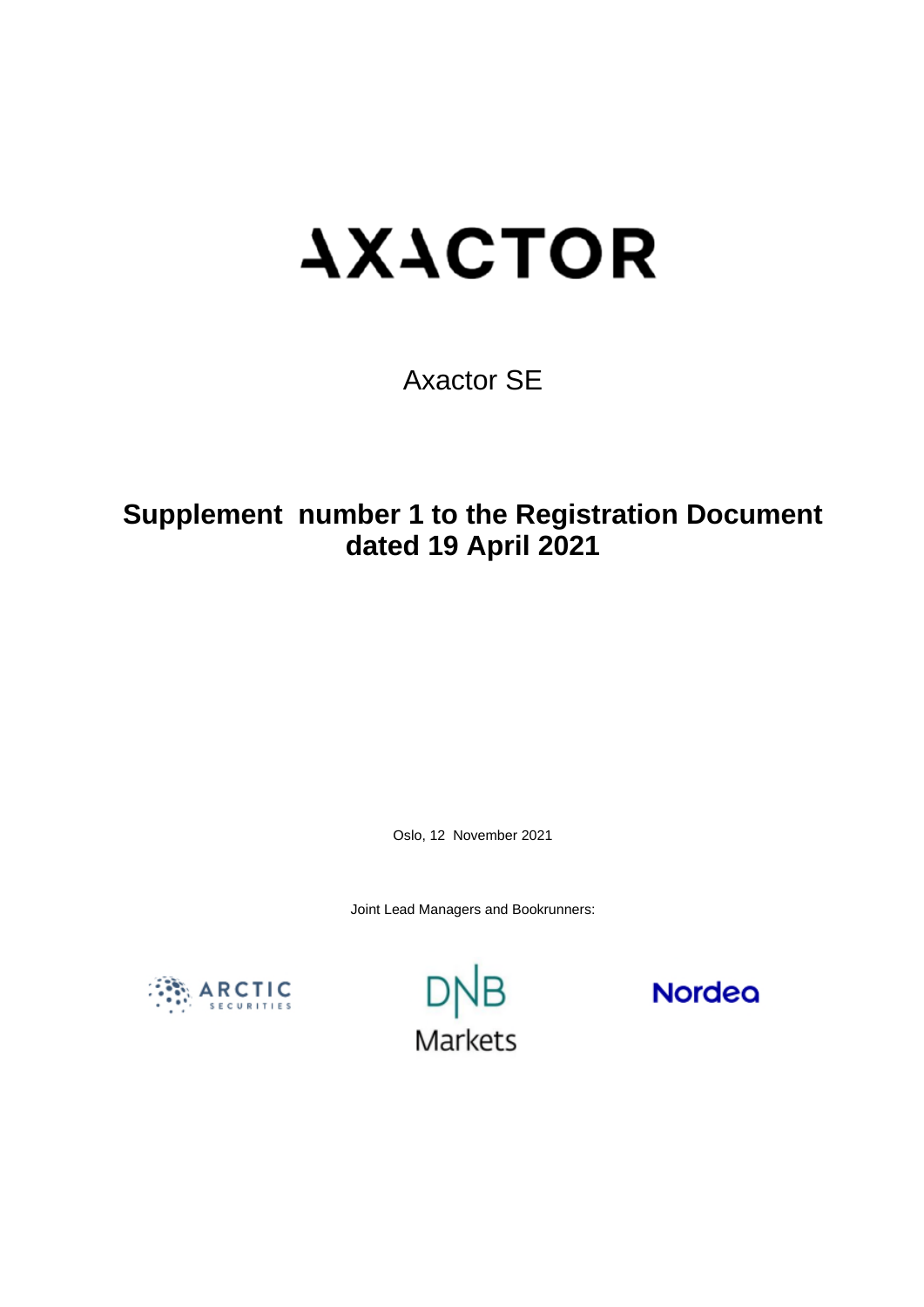# AXACTOR

Axactor SE

## Supplement number 1 to the Registration Document dated 19 April 2021

Oslo, 12 November 2021

Joint Lead Managers and Bookrunners:

ARCTIC SECURITIES

DNB Markets

Nordea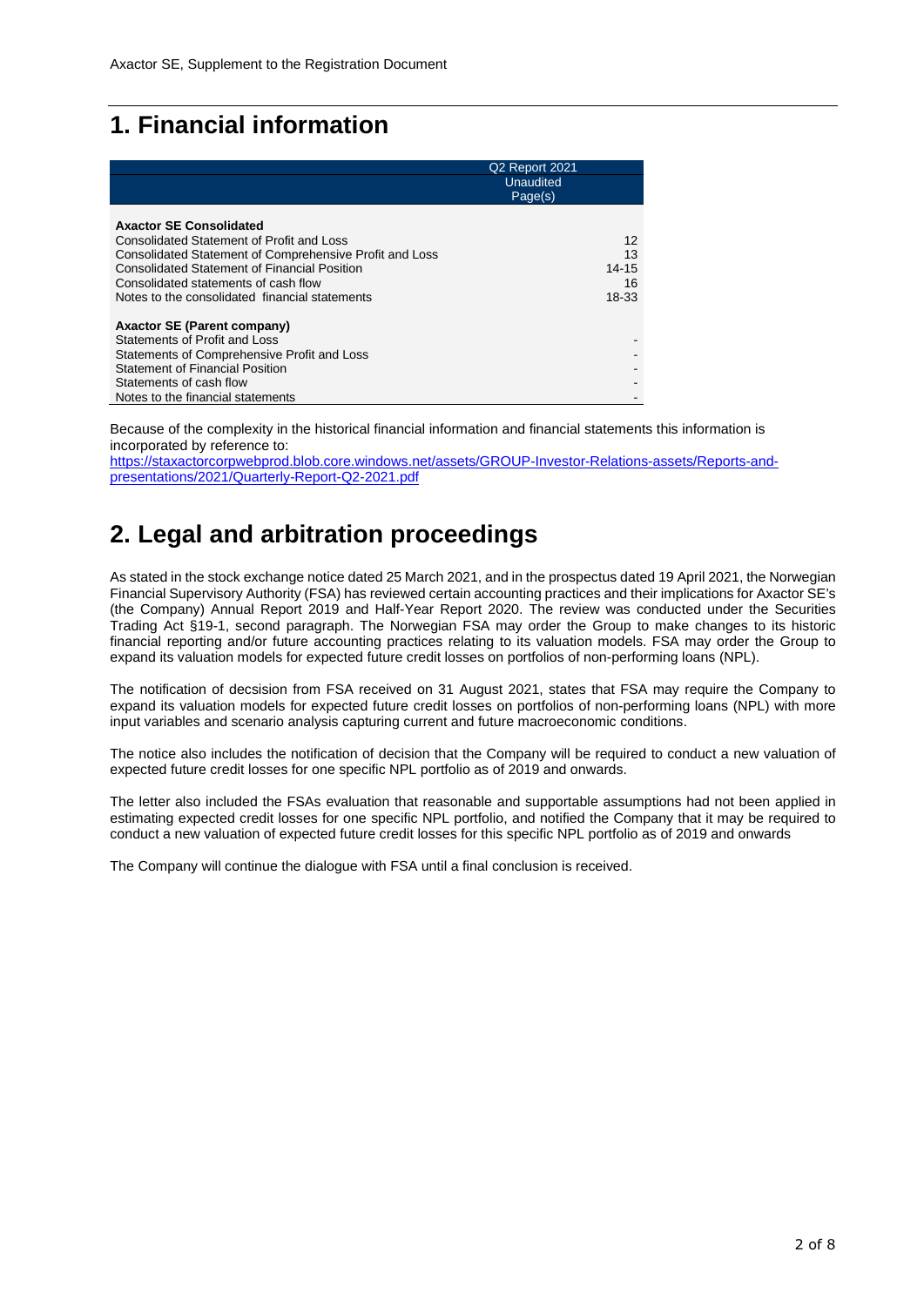# 1. Financial information

| | Q2 Report 2021 Unaudited Page(s) |
|---|---|
| **Axactor SE Consolidated** | |
| Consolidated Statement of Profit and Loss | 12 |
| Consolidated Statement of Comprehensive Profit and Loss | 13 |
| Consolidated Statement of Financial Position | 14-15 |
| Consolidated statements of cash flow | 16 |
| Notes to the consolidated financial statements | 18-33 |
| **Axactor SE (Parent company)** | |
| Statements of Profit and Loss | - |
| Statements of Comprehensive Profit and Loss | - |
| Statement of Financial Position | - |
| Statements of cash flow | - |
| Notes to the financial statements | - |

Because of the complexity in the historical financial information and financial statements this information is incorporated by reference to:
https://staxactorcorpwebprod.blob.core.windows.net/assets/GROUP-Investor-Relations-assets/Reports-and-presentations/2021/Quarterly-Report-Q2-2021.pdf

# 2. Legal and arbitration proceedings

As stated in the stock exchange notice dated 25 March 2021, and in the prospectus dated 19 April 2021, the Norwegian Financial Supervisory Authority (FSA) has reviewed certain accounting practices and their implications for Axactor SE's (the Company) Annual Report 2019 and Half-Year Report 2020. The review was conducted under the Securities Trading Act §19-1, second paragraph. The Norwegian FSA may order the Group to make changes to its historic financial reporting and/or future accounting practices relating to its valuation models. FSA may order the Group to expand its valuation models for expected future credit losses on portfolios of non-performing loans (NPL).

The notification of decsision from FSA received on 31 August 2021, states that FSA may require the Company to expand its valuation models for expected future credit losses on portfolios of non-performing loans (NPL) with more input variables and scenario analysis capturing current and future macroeconomic conditions.

The notice also includes the notification of decision that the Company will be required to conduct a new valuation of expected future credit losses for one specific NPL portfolio as of 2019 and onwards.

The letter also included the FSAs evaluation that reasonable and supportable assumptions had not been applied in estimating expected credit losses for one specific NPL portfolio, and notified the Company that it may be required to conduct a new valuation of expected future credit losses for this specific NPL portfolio as of 2019 and onwards

The Company will continue the dialogue with FSA until a final conclusion is received.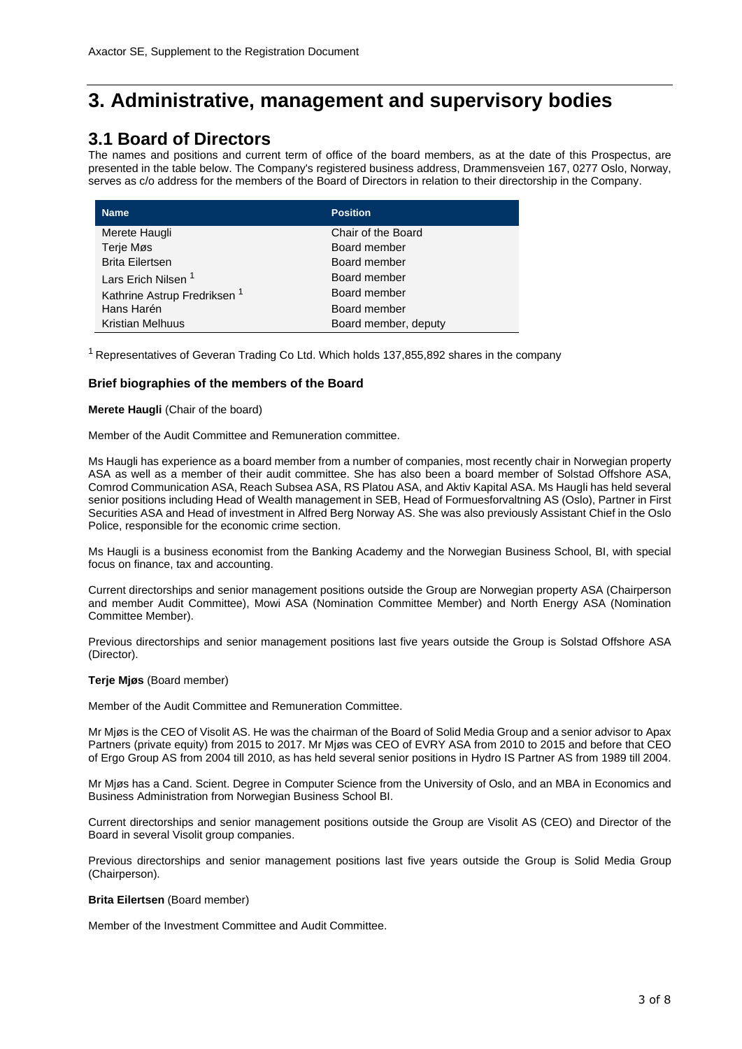# 3. Administrative, management and supervisory bodies

## 3.1 Board of Directors

The names and positions and current term of office of the board members, as at the date of this Prospectus, are presented in the table below. The Company's registered business address, Drammensveien 167, 0277 Oslo, Norway, serves as c/o address for the members of the Board of Directors in relation to their directorship in the Company.

| Name | Position |
|---|---|
| Merete Haugli | Chair of the Board |
| Terje Møs | Board member |
| Brita Eilertsen | Board member |
| Lars Erich Nilsen [1] | Board member |
| Kathrine Astrup Fredriksen [1] | Board member |
| Hans Harén | Board member |
| Kristian Melhuus | Board member, deputy |

[1] Representatives of Geveran Trading Co Ltd. Which holds 137,855,892 shares in the company

### Brief biographies of the members of the Board

**Merete Haugli** (Chair of the board)

Member of the Audit Committee and Remuneration committee.

Ms Haugli has experience as a board member from a number of companies, most recently chair in Norwegian property ASA as well as a member of their audit committee. She has also been a board member of Solstad Offshore ASA, Comrod Communication ASA, Reach Subsea ASA, RS Platou ASA, and Aktiv Kapital ASA. Ms Haugli has held several senior positions including Head of Wealth management in SEB, Head of Formuesforvaltning AS (Oslo), Partner in First Securities ASA and Head of investment in Alfred Berg Norway AS. She was also previously Assistant Chief in the Oslo Police, responsible for the economic crime section.

Ms Haugli is a business economist from the Banking Academy and the Norwegian Business School, BI, with special focus on finance, tax and accounting.

Current directorships and senior management positions outside the Group are Norwegian property ASA (Chairperson and member Audit Committee), Mowi ASA (Nomination Committee Member) and North Energy ASA (Nomination Committee Member).

Previous directorships and senior management positions last five years outside the Group is Solstad Offshore ASA (Director).

**Terje Mjøs** (Board member)

Member of the Audit Committee and Remuneration Committee.

Mr Mjøs is the CEO of Visolit AS. He was the chairman of the Board of Solid Media Group and a senior advisor to Apax Partners (private equity) from 2015 to 2017. Mr Mjøs was CEO of EVRY ASA from 2010 to 2015 and before that CEO of Ergo Group AS from 2004 till 2010, as has held several senior positions in Hydro IS Partner AS from 1989 till 2004.

Mr Mjøs has a Cand. Scient. Degree in Computer Science from the University of Oslo, and an MBA in Economics and Business Administration from Norwegian Business School BI.

Current directorships and senior management positions outside the Group are Visolit AS (CEO) and Director of the Board in several Visolit group companies.

Previous directorships and senior management positions last five years outside the Group is Solid Media Group (Chairperson).

**Brita Eilertsen** (Board member)

Member of the Investment Committee and Audit Committee.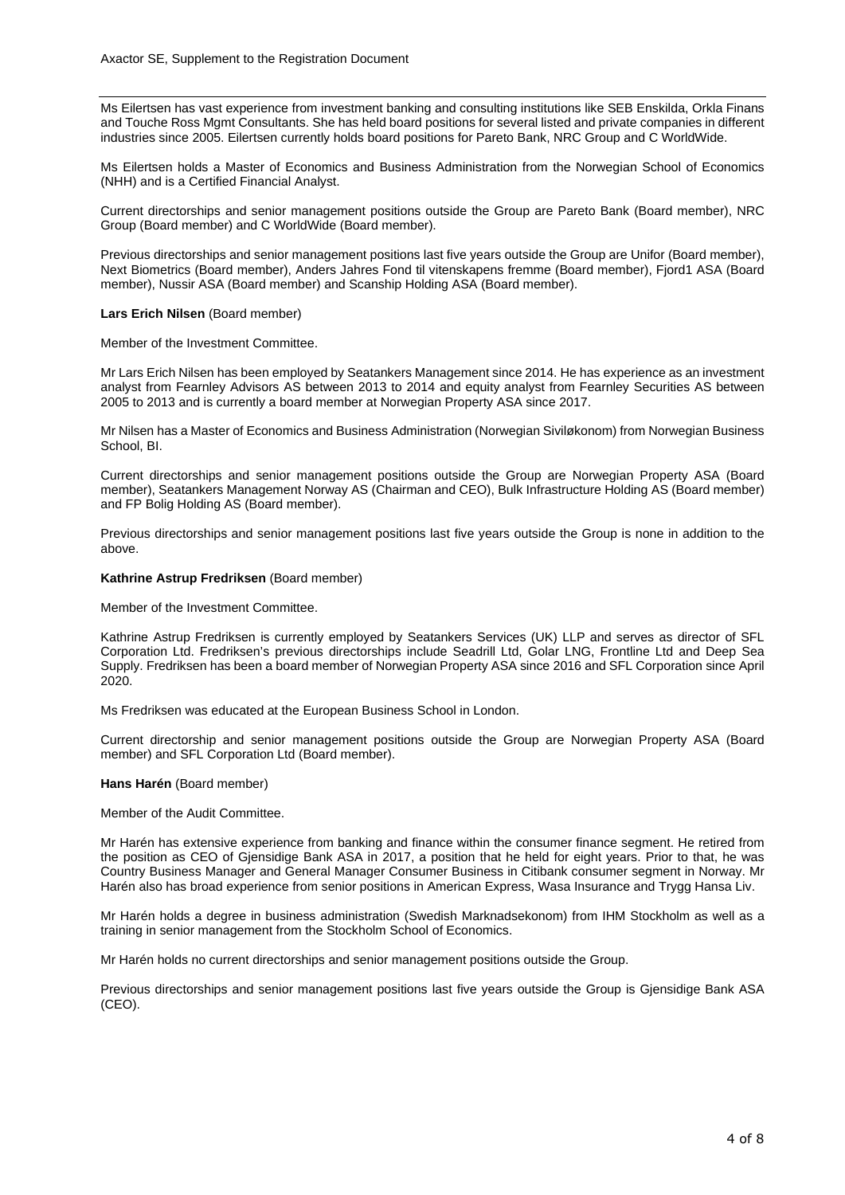Ms Eilertsen has vast experience from investment banking and consulting institutions like SEB Enskilda, Orkla Finans and Touche Ross Mgmt Consultants. She has held board positions for several listed and private companies in different industries since 2005. Eilertsen currently holds board positions for Pareto Bank, NRC Group and C WorldWide.

Ms Eilertsen holds a Master of Economics and Business Administration from the Norwegian School of Economics (NHH) and is a Certified Financial Analyst.

Current directorships and senior management positions outside the Group are Pareto Bank (Board member), NRC Group (Board member) and C WorldWide (Board member).

Previous directorships and senior management positions last five years outside the Group are Unifor (Board member), Next Biometrics (Board member), Anders Jahres Fond til vitenskapens fremme (Board member), Fjord1 ASA (Board member), Nussir ASA (Board member) and Scanship Holding ASA (Board member).

**Lars Erich Nilsen** (Board member)

Member of the Investment Committee.

Mr Lars Erich Nilsen has been employed by Seatankers Management since 2014. He has experience as an investment analyst from Fearnley Advisors AS between 2013 to 2014 and equity analyst from Fearnley Securities AS between 2005 to 2013 and is currently a board member at Norwegian Property ASA since 2017.

Mr Nilsen has a Master of Economics and Business Administration (Norwegian Siviløkonom) from Norwegian Business School, BI.

Current directorships and senior management positions outside the Group are Norwegian Property ASA (Board member), Seatankers Management Norway AS (Chairman and CEO), Bulk Infrastructure Holding AS (Board member) and FP Bolig Holding AS (Board member).

Previous directorships and senior management positions last five years outside the Group is none in addition to the above.

**Kathrine Astrup Fredriksen** (Board member)

Member of the Investment Committee.

Kathrine Astrup Fredriksen is currently employed by Seatankers Services (UK) LLP and serves as director of SFL Corporation Ltd. Fredriksen's previous directorships include Seadrill Ltd, Golar LNG, Frontline Ltd and Deep Sea Supply. Fredriksen has been a board member of Norwegian Property ASA since 2016 and SFL Corporation since April 2020.

Ms Fredriksen was educated at the European Business School in London.

Current directorship and senior management positions outside the Group are Norwegian Property ASA (Board member) and SFL Corporation Ltd (Board member).

**Hans Harén** (Board member)

Member of the Audit Committee.

Mr Harén has extensive experience from banking and finance within the consumer finance segment. He retired from the position as CEO of Gjensidige Bank ASA in 2017, a position that he held for eight years. Prior to that, he was Country Business Manager and General Manager Consumer Business in Citibank consumer segment in Norway. Mr Harén also has broad experience from senior positions in American Express, Wasa Insurance and Trygg Hansa Liv.

Mr Harén holds a degree in business administration (Swedish Marknadsekonom) from IHM Stockholm as well as a training in senior management from the Stockholm School of Economics.

Mr Harén holds no current directorships and senior management positions outside the Group.

Previous directorships and senior management positions last five years outside the Group is Gjensidige Bank ASA (CEO).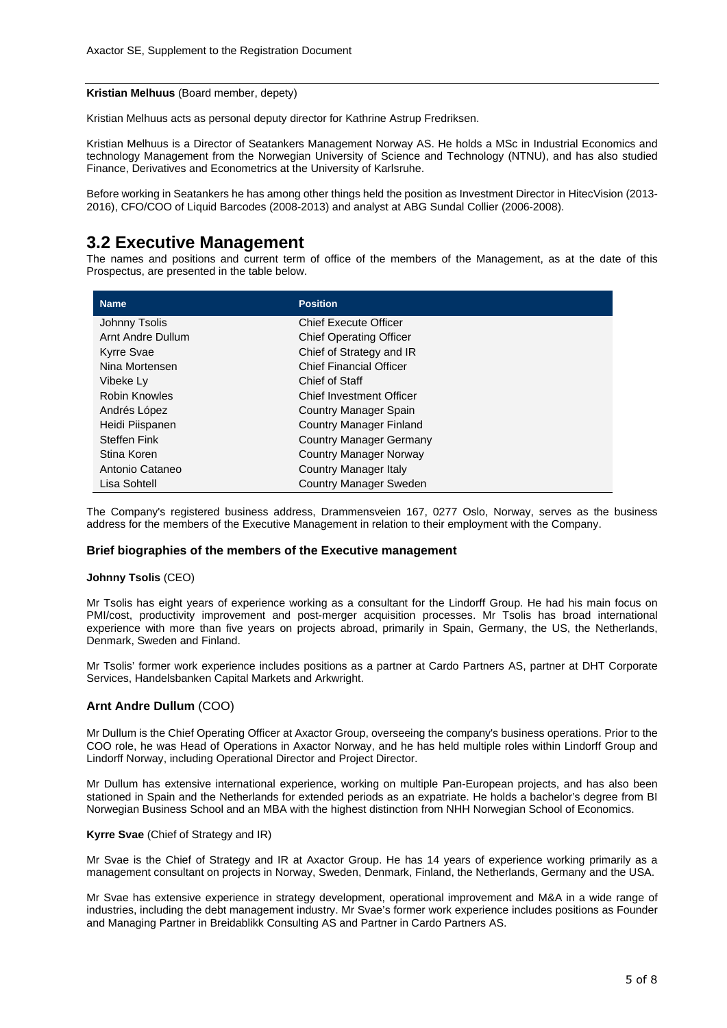**Kristian Melhuus** (Board member, depety)

Kristian Melhuus acts as personal deputy director for Kathrine Astrup Fredriksen.

Kristian Melhuus is a Director of Seatankers Management Norway AS. He holds a MSc in Industrial Economics and technology Management from the Norwegian University of Science and Technology (NTNU), and has also studied Finance, Derivatives and Econometrics at the University of Karlsruhe.

Before working in Seatankers he has among other things held the position as Investment Director in HitecVision (2013-2016), CFO/COO of Liquid Barcodes (2008-2013) and analyst at ABG Sundal Collier (2006-2008).

## 3.2 Executive Management

The names and positions and current term of office of the members of the Management, as at the date of this Prospectus, are presented in the table below.

| Name | Position |
|---|---|
| Johnny Tsolis | Chief Execute Officer |
| Arnt Andre Dullum | Chief Operating Officer |
| Kyrre Svae | Chief of Strategy and IR |
| Nina Mortensen | Chief Financial Officer |
| Vibeke Ly | Chief of Staff |
| Robin Knowles | Chief Investment Officer |
| Andrés López | Country Manager Spain |
| Heidi Piispanen | Country Manager Finland |
| Steffen Fink | Country Manager Germany |
| Stina Koren | Country Manager Norway |
| Antonio Cataneo | Country Manager Italy |
| Lisa Sohtell | Country Manager Sweden |

The Company's registered business address, Drammensveien 167, 0277 Oslo, Norway, serves as the business address for the members of the Executive Management in relation to their employment with the Company.

### Brief biographies of the members of the Executive management

**Johnny Tsolis** (CEO)

Mr Tsolis has eight years of experience working as a consultant for the Lindorff Group. He had his main focus on PMI/cost, productivity improvement and post-merger acquisition processes. Mr Tsolis has broad international experience with more than five years on projects abroad, primarily in Spain, Germany, the US, the Netherlands, Denmark, Sweden and Finland.

Mr Tsolis' former work experience includes positions as a partner at Cardo Partners AS, partner at DHT Corporate Services, Handelsbanken Capital Markets and Arkwright.

**Arnt Andre Dullum** (COO)

Mr Dullum is the Chief Operating Officer at Axactor Group, overseeing the company's business operations. Prior to the COO role, he was Head of Operations in Axactor Norway, and he has held multiple roles within Lindorff Group and Lindorff Norway, including Operational Director and Project Director.

Mr Dullum has extensive international experience, working on multiple Pan-European projects, and has also been stationed in Spain and the Netherlands for extended periods as an expatriate. He holds a bachelor's degree from BI Norwegian Business School and an MBA with the highest distinction from NHH Norwegian School of Economics.

**Kyrre Svae** (Chief of Strategy and IR)

Mr Svae is the Chief of Strategy and IR at Axactor Group. He has 14 years of experience working primarily as a management consultant on projects in Norway, Sweden, Denmark, Finland, the Netherlands, Germany and the USA.

Mr Svae has extensive experience in strategy development, operational improvement and M&A in a wide range of industries, including the debt management industry. Mr Svae's former work experience includes positions as Founder and Managing Partner in Breidablikk Consulting AS and Partner in Cardo Partners AS.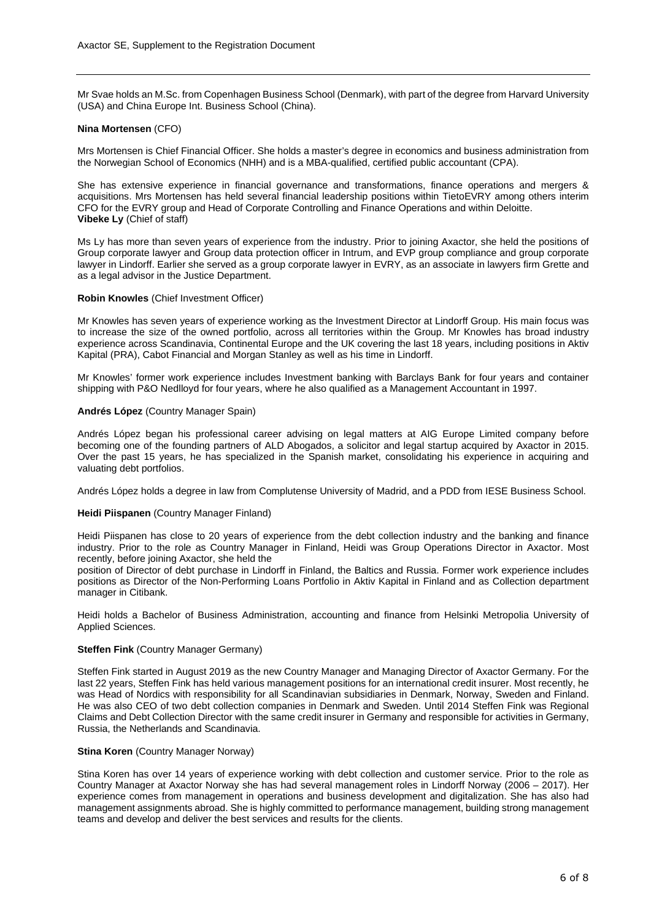Mr Svae holds an M.Sc. from Copenhagen Business School (Denmark), with part of the degree from Harvard University (USA) and China Europe Int. Business School (China).

**Nina Mortensen** (CFO)

Mrs Mortensen is Chief Financial Officer. She holds a master's degree in economics and business administration from the Norwegian School of Economics (NHH) and is a MBA-qualified, certified public accountant (CPA).

She has extensive experience in financial governance and transformations, finance operations and mergers & acquisitions. Mrs Mortensen has held several financial leadership positions within TietoEVRY among others interim CFO for the EVRY group and Head of Corporate Controlling and Finance Operations and within Deloitte.

**Vibeke Ly** (Chief of staff)

Ms Ly has more than seven years of experience from the industry. Prior to joining Axactor, she held the positions of Group corporate lawyer and Group data protection officer in Intrum, and EVP group compliance and group corporate lawyer in Lindorff. Earlier she served as a group corporate lawyer in EVRY, as an associate in lawyers firm Grette and as a legal advisor in the Justice Department.

**Robin Knowles** (Chief Investment Officer)

Mr Knowles has seven years of experience working as the Investment Director at Lindorff Group. His main focus was to increase the size of the owned portfolio, across all territories within the Group. Mr Knowles has broad industry experience across Scandinavia, Continental Europe and the UK covering the last 18 years, including positions in Aktiv Kapital (PRA), Cabot Financial and Morgan Stanley as well as his time in Lindorff.

Mr Knowles' former work experience includes Investment banking with Barclays Bank for four years and container shipping with P&O Nedlloyd for four years, where he also qualified as a Management Accountant in 1997.

**Andrés López** (Country Manager Spain)

Andrés López began his professional career advising on legal matters at AIG Europe Limited company before becoming one of the founding partners of ALD Abogados, a solicitor and legal startup acquired by Axactor in 2015. Over the past 15 years, he has specialized in the Spanish market, consolidating his experience in acquiring and valuating debt portfolios.

Andrés López holds a degree in law from Complutense University of Madrid, and a PDD from IESE Business School.

**Heidi Piispanen** (Country Manager Finland)

Heidi Piispanen has close to 20 years of experience from the debt collection industry and the banking and finance industry. Prior to the role as Country Manager in Finland, Heidi was Group Operations Director in Axactor. Most recently, before joining Axactor, she held the position of Director of debt purchase in Lindorff in Finland, the Baltics and Russia. Former work experience includes positions as Director of the Non-Performing Loans Portfolio in Aktiv Kapital in Finland and as Collection department manager in Citibank.

Heidi holds a Bachelor of Business Administration, accounting and finance from Helsinki Metropolia University of Applied Sciences.

**Steffen Fink** (Country Manager Germany)

Steffen Fink started in August 2019 as the new Country Manager and Managing Director of Axactor Germany. For the last 22 years, Steffen Fink has held various management positions for an international credit insurer. Most recently, he was Head of Nordics with responsibility for all Scandinavian subsidiaries in Denmark, Norway, Sweden and Finland. He was also CEO of two debt collection companies in Denmark and Sweden. Until 2014 Steffen Fink was Regional Claims and Debt Collection Director with the same credit insurer in Germany and responsible for activities in Germany, Russia, the Netherlands and Scandinavia.

**Stina Koren** (Country Manager Norway)

Stina Koren has over 14 years of experience working with debt collection and customer service. Prior to the role as Country Manager at Axactor Norway she has had several management roles in Lindorff Norway (2006 – 2017). Her experience comes from management in operations and business development and digitalization. She has also had management assignments abroad. She is highly committed to performance management, building strong management teams and develop and deliver the best services and results for the clients.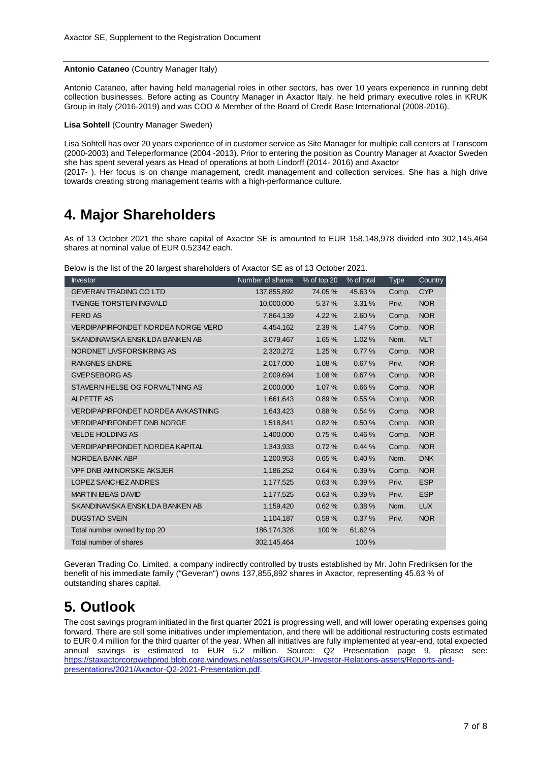**Antonio Cataneo** (Country Manager Italy)

Antonio Cataneo, after having held managerial roles in other sectors, has over 10 years experience in running debt collection businesses. Before acting as Country Manager in Axactor Italy, he held primary executive roles in KRUK Group in Italy (2016-2019) and was COO & Member of the Board of Credit Base International (2008-2016).

**Lisa Sohtell** (Country Manager Sweden)

Lisa Sohtell has over 20 years experience of in customer service as Site Manager for multiple call centers at Transcom (2000-2003) and Teleperformance (2004 -2013). Prior to entering the position as Country Manager at Axactor Sweden she has spent several years as Head of operations at both Lindorff (2014- 2016) and Axactor (2017- ). Her focus is on change management, credit management and collection services. She has a high drive towards creating strong management teams with a high-performance culture.

# 4. Major Shareholders

As of 13 October 2021 the share capital of Axactor SE is amounted to EUR 158,148,978 divided into 302,145,464 shares at nominal value of EUR 0.52342 each.

Below is the list of the 20 largest shareholders of Axactor SE as of 13 October 2021.

| Investor | Number of shares | % of top 20 | % of total | Type | Country |
|---|---|---|---|---|---|
| GEVERAN TRADING CO LTD | 137,855,892 | 74.05 % | 45.63 % | Comp. | CYP |
| TVENGE TORSTEIN INGVALD | 10,000,000 | 5.37 % | 3.31 % | Priv. | NOR |
| FERD AS | 7,864,139 | 4.22 % | 2.60 % | Comp. | NOR |
| VERDIPAPIRFONDET NORDEA NORGE VERD | 4,454,162 | 2.39 % | 1.47 % | Comp. | NOR |
| SKANDINAVISKA ENSKILDA BANKEN AB | 3,079,467 | 1.65 % | 1.02 % | Nom. | MLT |
| NORDNET LIVSFORSIKRING AS | 2,320,272 | 1.25 % | 0.77 % | Comp. | NOR |
| RANGNES ENDRE | 2,017,000 | 1.08 % | 0.67 % | Priv. | NOR |
| GVEPSEBORG AS | 2,009,694 | 1.08 % | 0.67 % | Comp. | NOR |
| STAVERN HELSE OG FORVALTNING AS | 2,000,000 | 1.07 % | 0.66 % | Comp. | NOR |
| ALPETTE AS | 1,661,643 | 0.89 % | 0.55 % | Comp. | NOR |
| VERDIPAPIRFONDET NORDEA AVKASTNING | 1,643,423 | 0.88 % | 0.54 % | Comp. | NOR |
| VERDIPAPIRFONDET DNB NORGE | 1,518,841 | 0.82 % | 0.50 % | Comp. | NOR |
| VELDE HOLDING AS | 1,400,000 | 0.75 % | 0.46 % | Comp. | NOR |
| VERDIPAPIRFONDET NORDEA KAPITAL | 1,343,933 | 0.72 % | 0.44 % | Comp. | NOR |
| NORDEA BANK ABP | 1,200,953 | 0.65 % | 0.40 % | Nom. | DNK |
| VPF DNB AM NORSKE AKSJER | 1,186,252 | 0.64 % | 0.39 % | Comp. | NOR |
| LOPEZ SANCHEZ ANDRES | 1,177,525 | 0.63 % | 0.39 % | Priv. | ESP |
| MARTIN IBEAS DAVID | 1,177,525 | 0.63 % | 0.39 % | Priv. | ESP |
| SKANDINAVISKA ENSKILDA BANKEN AB | 1,159,420 | 0.62 % | 0.38 % | Nom. | LUX |
| DUGSTAD SVEIN | 1,104,187 | 0.59 % | 0.37 % | Priv. | NOR |
| Total number owned by top 20 | 186,174,328 | 100 % | 61.62 % | | |
| Total number of shares | 302,145,464 | | 100 % | | |

Geveran Trading Co. Limited, a company indirectly controlled by trusts established by Mr. John Fredriksen for the benefit of his immediate family ("Geveran") owns 137,855,892 shares in Axactor, representing 45.63 % of outstanding shares capital.

# 5. Outlook

The cost savings program initiated in the first quarter 2021 is progressing well, and will lower operating expenses going forward. There are still some initiatives under implementation, and there will be additional restructuring costs estimated to EUR 0.4 million for the third quarter of the year. When all initiatives are fully implemented at year-end, total expected annual savings is estimated to EUR 5.2 million. Source: Q2 Presentation page 9, please see: https://staxactorcorpwebprod.blob.core.windows.net/assets/GROUP-Investor-Relations-assets/Reports-and-presentations/2021/Axactor-Q2-2021-Presentation.pdf.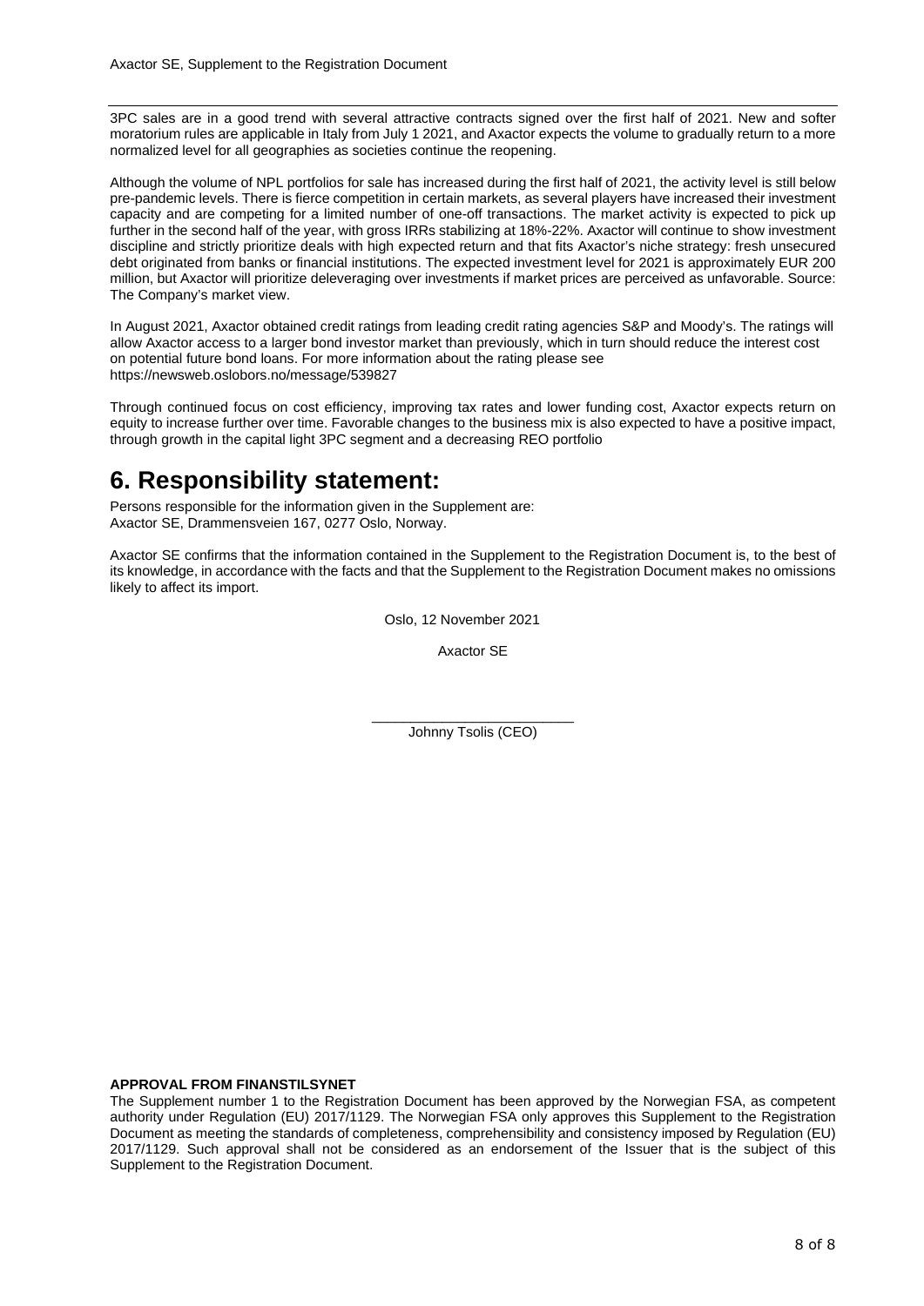3PC sales are in a good trend with several attractive contracts signed over the first half of 2021. New and softer moratorium rules are applicable in Italy from July 1 2021, and Axactor expects the volume to gradually return to a more normalized level for all geographies as societies continue the reopening.

Although the volume of NPL portfolios for sale has increased during the first half of 2021, the activity level is still below pre-pandemic levels. There is fierce competition in certain markets, as several players have increased their investment capacity and are competing for a limited number of one-off transactions. The market activity is expected to pick up further in the second half of the year, with gross IRRs stabilizing at 18%-22%. Axactor will continue to show investment discipline and strictly prioritize deals with high expected return and that fits Axactor's niche strategy: fresh unsecured debt originated from banks or financial institutions. The expected investment level for 2021 is approximately EUR 200 million, but Axactor will prioritize deleveraging over investments if market prices are perceived as unfavorable. Source: The Company's market view.

In August 2021, Axactor obtained credit ratings from leading credit rating agencies S&P and Moody's. The ratings will allow Axactor access to a larger bond investor market than previously, which in turn should reduce the interest cost on potential future bond loans. For more information about the rating please see https://newsweb.oslobors.no/message/539827

Through continued focus on cost efficiency, improving tax rates and lower funding cost, Axactor expects return on equity to increase further over time. Favorable changes to the business mix is also expected to have a positive impact, through growth in the capital light 3PC segment and a decreasing REO portfolio

# 6. Responsibility statement:

Persons responsible for the information given in the Supplement are:
Axactor SE, Drammensveien 167, 0277 Oslo, Norway.

Axactor SE confirms that the information contained in the Supplement to the Registration Document is, to the best of its knowledge, in accordance with the facts and that the Supplement to the Registration Document makes no omissions likely to affect its import.

Oslo, 12 November 2021

Axactor SE

\_\_\_\_\_\_\_\_\_\_\_\_\_\_\_\_\_\_\_\_\_\_\_\_\_\_
Johnny Tsolis (CEO)

**APPROVAL FROM FINANSTILSYNET**

The Supplement number 1 to the Registration Document has been approved by the Norwegian FSA, as competent authority under Regulation (EU) 2017/1129. The Norwegian FSA only approves this Supplement to the Registration Document as meeting the standards of completeness, comprehensibility and consistency imposed by Regulation (EU) 2017/1129. Such approval shall not be considered as an endorsement of the Issuer that is the subject of this Supplement to the Registration Document.